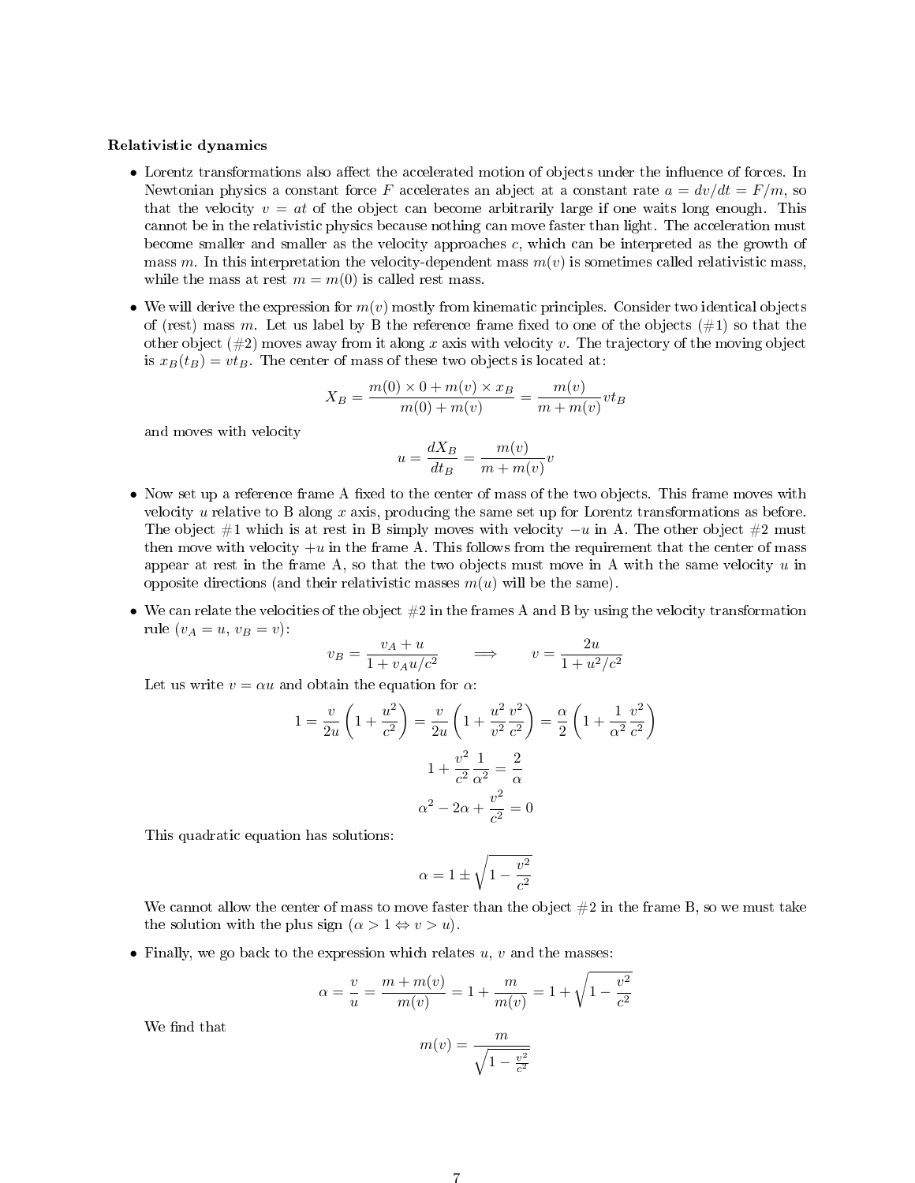**Relativistic dynamics**

- Lorentz transformations also affect the accelerated motion of objects under the influence of forces. In Newtonian physics a constant force $F$ accelerates an abject at a constant rate $a = dv/dt = F/m$, so that the velocity $v = at$ of the object can become arbitrarily large if one waits long enough. This cannot be in the relativistic physics because nothing can move faster than light. The acceleration must become smaller and smaller as the velocity approaches $c$, which can be interpreted as the growth of mass $m$. In this interpretation the velocity-dependent mass $m(v)$ is sometimes called relativistic mass, while the mass at rest $m = m(0)$ is called rest mass.

- We will derive the expression for $m(v)$ mostly from kinematic principles. Consider two identical objects of (rest) mass $m$. Let us label by B the reference frame fixed to one of the objects (#1) so that the other object (#2) moves away from it along $x$ axis with velocity $v$. The trajectory of the moving object is $x_B(t_B) = vt_B$. The center of mass of these two objects is located at:

$$X_B = \frac{m(0) \times 0 + m(v) \times x_B}{m(0) + m(v)} = \frac{m(v)}{m + m(v)} vt_B$$

and moves with velocity

$$u = \frac{dX_B}{dt_B} = \frac{m(v)}{m + m(v)} v$$

- Now set up a reference frame A fixed to the center of mass of the two objects. This frame moves with velocity $u$ relative to B along $x$ axis, producing the same set up for Lorentz transformations as before. The object #1 which is at rest in B simply moves with velocity $-u$ in A. The other object #2 must then move with velocity $+u$ in the frame A. This follows from the requirement that the center of mass appear at rest in the frame A, so that the two objects must move in A with the same velocity $u$ in opposite directions (and their relativistic masses $m(u)$ will be the same).

- We can relate the velocities of the object #2 in the frames A and B by using the velocity transformation rule ($v_A = u$, $v_B = v$):

$$v_B = \frac{v_A + u}{1 + v_A u/c^2} \qquad \Longrightarrow \qquad v = \frac{2u}{1 + u^2/c^2}$$

Let us write $v = \alpha u$ and obtain the equation for $\alpha$:

$$1 = \frac{v}{2u}\left(1 + \frac{u^2}{c^2}\right) = \frac{v}{2u}\left(1 + \frac{u^2}{v^2}\frac{v^2}{c^2}\right) = \frac{\alpha}{2}\left(1 + \frac{1}{\alpha^2}\frac{v^2}{c^2}\right)$$

$$1 + \frac{v^2}{c^2}\frac{1}{\alpha^2} = \frac{2}{\alpha}$$

$$\alpha^2 - 2\alpha + \frac{v^2}{c^2} = 0$$

This quadratic equation has solutions:

$$\alpha = 1 \pm \sqrt{1 - \frac{v^2}{c^2}}$$

We cannot allow the center of mass to move faster than the object #2 in the frame B, so we must take the solution with the plus sign ($\alpha > 1 \Leftrightarrow v > u$).

- Finally, we go back to the expression which relates $u$, $v$ and the masses:

$$\alpha = \frac{v}{u} = \frac{m + m(v)}{m(v)} = 1 + \frac{m}{m(v)} = 1 + \sqrt{1 - \frac{v^2}{c^2}}$$

We find that

$$m(v) = \frac{m}{\sqrt{1 - \frac{v^2}{c^2}}}$$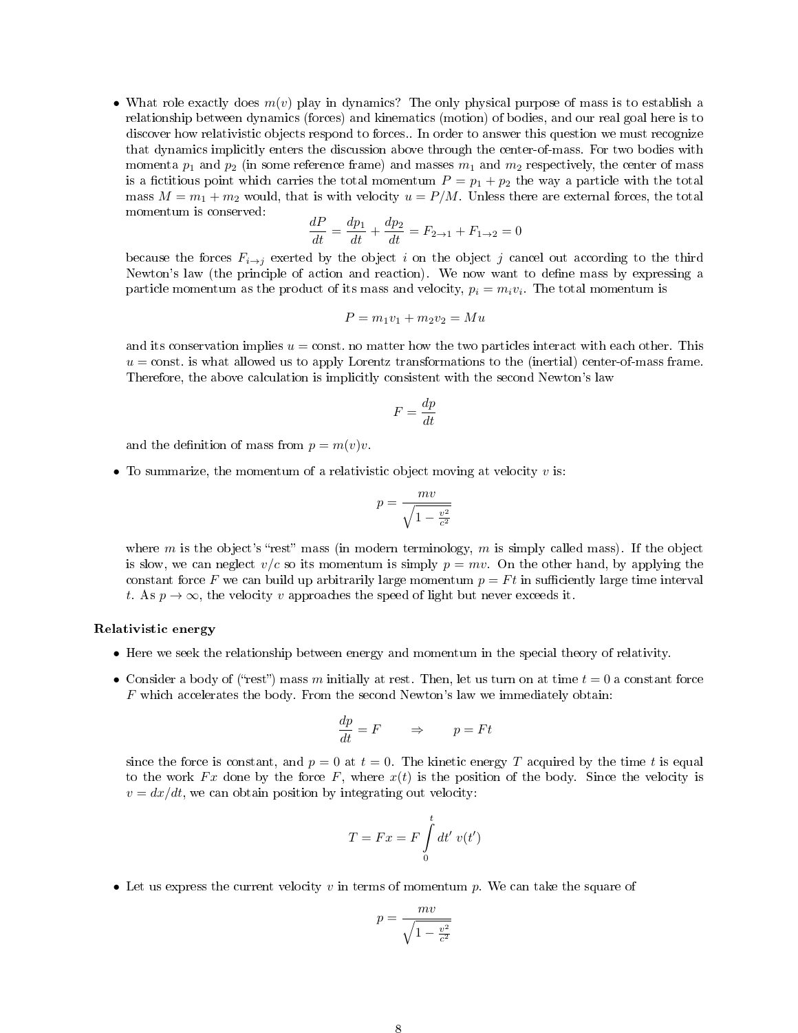- What role exactly does $m(v)$ play in dynamics? The only physical purpose of mass is to establish a relationship between dynamics (forces) and kinematics (motion) of bodies, and our real goal here is to discover how relativistic objects respond to forces.. In order to answer this question we must recognize that dynamics implicitly enters the discussion above through the center-of-mass. For two bodies with momenta $p_1$ and $p_2$ (in some reference frame) and masses $m_1$ and $m_2$ respectively, the center of mass is a fictitious point which carries the total momentum $P = p_1 + p_2$ the way a particle with the total mass $M = m_1 + m_2$ would, that is with velocity $u = P/M$. Unless there are external forces, the total momentum is conserved:

$$\frac{dP}{dt} = \frac{dp_1}{dt} + \frac{dp_2}{dt} = F_{2\to 1} + F_{1\to 2} = 0$$

because the forces $F_{i\to j}$ exerted by the object $i$ on the object $j$ cancel out according to the third Newton's law (the principle of action and reaction). We now want to define mass by expressing a particle momentum as the product of its mass and velocity, $p_i = m_i v_i$. The total momentum is

$$P = m_1 v_1 + m_2 v_2 = Mu$$

and its conservation implies $u =$ const. no matter how the two particles interact with each other. This $u =$ const. is what allowed us to apply Lorentz transformations to the (inertial) center-of-mass frame. Therefore, the above calculation is implicitly consistent with the second Newton's law

$$F = \frac{dp}{dt}$$

and the definition of mass from $p = m(v)v$.

- To summarize, the momentum of a relativistic object moving at velocity $v$ is:

$$p = \frac{mv}{\sqrt{1 - \frac{v^2}{c^2}}}$$

where $m$ is the object's "rest" mass (in modern terminology, $m$ is simply called mass). If the object is slow, we can neglect $v/c$ so its momentum is simply $p = mv$. On the other hand, by applying the constant force $F$ we can build up arbitrarily large momentum $p = Ft$ in sufficiently large time interval $t$. As $p \to \infty$, the velocity $v$ approaches the speed of light but never exceeds it.

### Relativistic energy

- Here we seek the relationship between energy and momentum in the special theory of relativity.

- Consider a body of ("rest") mass $m$ initially at rest. Then, let us turn on at time $t = 0$ a constant force $F$ which accelerates the body. From the second Newton's law we immediately obtain:

$$\frac{dp}{dt} = F \qquad \Rightarrow \qquad p = Ft$$

since the force is constant, and $p = 0$ at $t = 0$. The kinetic energy $T$ acquired by the time $t$ is equal to the work $Fx$ done by the force $F$, where $x(t)$ is the position of the body. Since the velocity is $v = dx/dt$, we can obtain position by integrating out velocity:

$$T = Fx = F\int_0^t dt'\, v(t')$$

- Let us express the current velocity $v$ in terms of momentum $p$. We can take the square of

$$p = \frac{mv}{\sqrt{1 - \frac{v^2}{c^2}}}$$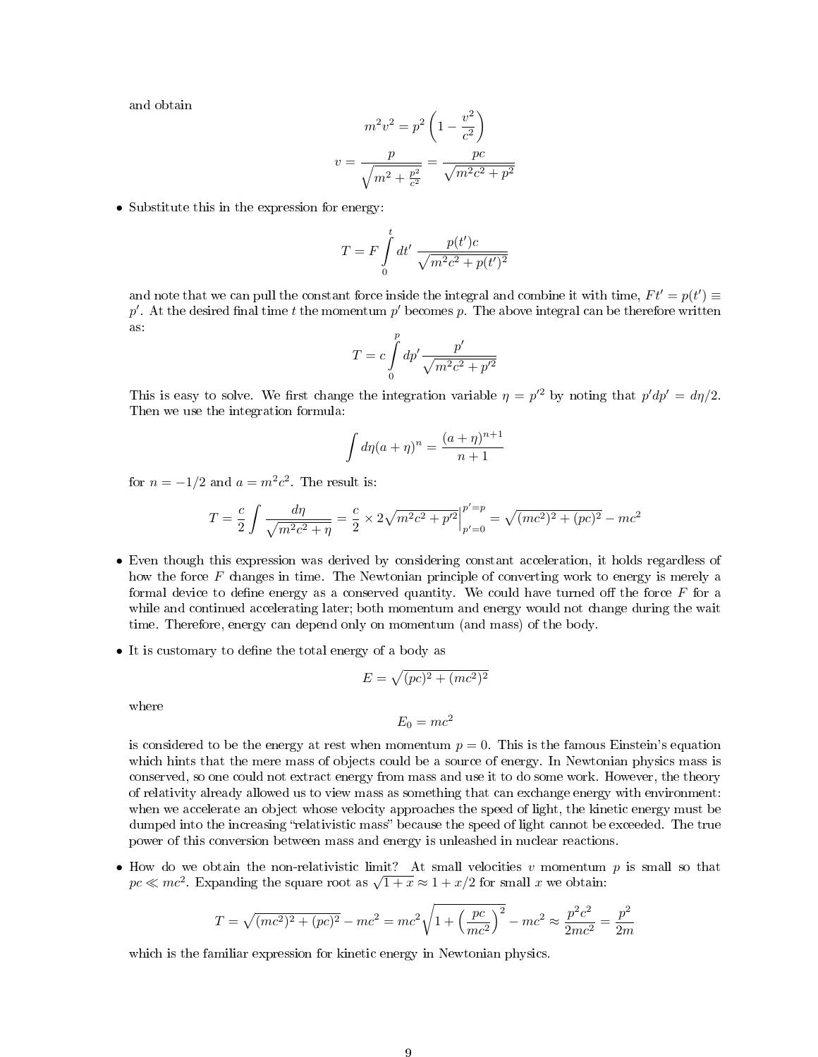and obtain

$$m^2 v^2 = p^2 \left(1 - \frac{v^2}{c^2}\right)$$

$$v = \frac{p}{\sqrt{m^2 + \frac{p^2}{c^2}}} = \frac{pc}{\sqrt{m^2c^2 + p^2}}$$

- Substitute this in the expression for energy:

$$T = F \int_0^t dt' \, \frac{p(t')c}{\sqrt{m^2c^2 + p(t')^2}}$$

and note that we can pull the constant force inside the integral and combine it with time, $Ft' = p(t') \equiv p'$. At the desired final time $t$ the momentum $p'$ becomes $p$. The above integral can be therefore written as:

$$T = c \int_0^p dp' \frac{p'}{\sqrt{m^2c^2 + p'^2}}$$

This is easy to solve. We first change the integration variable $\eta = p'^2$ by noting that $p'dp' = d\eta/2$. Then we use the integration formula:

$$\int d\eta (a + \eta)^n = \frac{(a + \eta)^{n+1}}{n + 1}$$

for $n = -1/2$ and $a = m^2c^2$. The result is:

$$T = \frac{c}{2} \int \frac{d\eta}{\sqrt{m^2c^2 + \eta}} = \frac{c}{2} \times 2\sqrt{m^2c^2 + p'^2}\Big|_{p'=0}^{p'=p} = \sqrt{(mc^2)^2 + (pc)^2} - mc^2$$

- Even though this expression was derived by considering constant acceleration, it holds regardless of how the force $F$ changes in time. The Newtonian principle of converting work to energy is merely a formal device to define energy as a conserved quantity. We could have turned off the force $F$ for a while and continued accelerating later; both momentum and energy would not change during the wait time. Therefore, energy can depend only on momentum (and mass) of the body.

- It is customary to define the total energy of a body as

$$E = \sqrt{(pc)^2 + (mc^2)^2}$$

where

$$E_0 = mc^2$$

is considered to be the energy at rest when momentum $p = 0$. This is the famous Einstein's equation which hints that the mere mass of objects could be a source of energy. In Newtonian physics mass is conserved, so one could not extract energy from mass and use it to do some work. However, the theory of relativity already allowed us to view mass as something that can exchange energy with environment: when we accelerate an object whose velocity approaches the speed of light, the kinetic energy must be dumped into the increasing "relativistic mass" because the speed of light cannot be exceeded. The true power of this conversion between mass and energy is unleashed in nuclear reactions.

- How do we obtain the non-relativistic limit? At small velocities $v$ momentum $p$ is small so that $pc \ll mc^2$. Expanding the square root as $\sqrt{1 + x} \approx 1 + x/2$ for small $x$ we obtain:

$$T = \sqrt{(mc^2)^2 + (pc)^2} - mc^2 = mc^2\sqrt{1 + \left(\frac{pc}{mc^2}\right)^2} - mc^2 \approx \frac{p^2c^2}{2mc^2} = \frac{p^2}{2m}$$

which is the familiar expression for kinetic energy in Newtonian physics.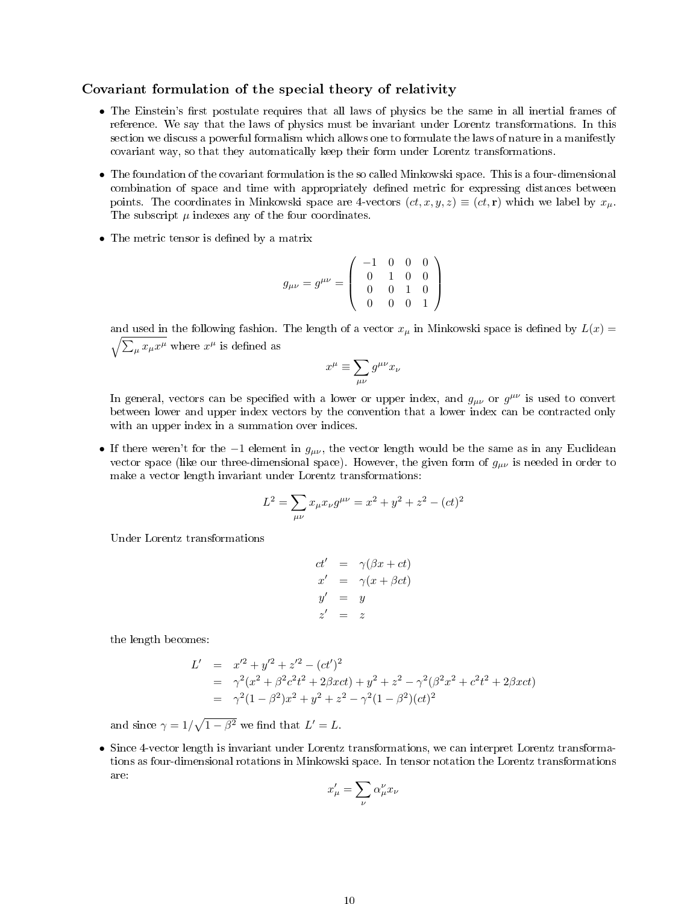### Covariant formulation of the special theory of relativity

- The Einstein's first postulate requires that all laws of physics be the same in all inertial frames of reference. We say that the laws of physics must be invariant under Lorentz transformations. In this section we discuss a powerful formalism which allows one to formulate the laws of nature in a manifestly covariant way, so that they automatically keep their form under Lorentz transformations.

- The foundation of the covariant formulation is the so called Minkowski space. This is a four-dimensional combination of space and time with appropriately defined metric for expressing distances between points. The coordinates in Minkowski space are 4-vectors $(ct, x, y, z) \equiv (ct, \mathbf{r})$ which we label by $x_\mu$. The subscript $\mu$ indexes any of the four coordinates.

- The metric tensor is defined by a matrix

$$g_{\mu\nu} = g^{\mu\nu} = \begin{pmatrix} -1 & 0 & 0 & 0 \\ 0 & 1 & 0 & 0 \\ 0 & 0 & 1 & 0 \\ 0 & 0 & 0 & 1 \end{pmatrix}$$

  and used in the following fashion. The length of a vector $x_\mu$ in Minkowski space is defined by $L(x) = \sqrt{\sum_\mu x_\mu x^\mu}$ where $x^\mu$ is defined as

$$x^\mu \equiv \sum_{\mu\nu} g^{\mu\nu} x_\nu$$

  In general, vectors can be specified with a lower or upper index, and $g_{\mu\nu}$ or $g^{\mu\nu}$ is used to convert between lower and upper index vectors by the convention that a lower index can be contracted only with an upper index in a summation over indices.

- If there weren't for the $-1$ element in $g_{\mu\nu}$, the vector length would be the same as in any Euclidean vector space (like our three-dimensional space). However, the given form of $g_{\mu\nu}$ is needed in order to make a vector length invariant under Lorentz transformations:

$$L^2 = \sum_{\mu\nu} x_\mu x_\nu g^{\mu\nu} = x^2 + y^2 + z^2 - (ct)^2$$

  Under Lorentz transformations

$$\begin{aligned} ct' &= \gamma(\beta x + ct) \\ x' &= \gamma(x + \beta ct) \\ y' &= y \\ z' &= z \end{aligned}$$

  the length becomes:

$$\begin{aligned} L' &= x'^2 + y'^2 + z'^2 - (ct')^2 \\ &= \gamma^2(x^2 + \beta^2 c^2 t^2 + 2\beta xct) + y^2 + z^2 - \gamma^2(\beta^2 x^2 + c^2 t^2 + 2\beta xct) \\ &= \gamma^2(1 - \beta^2)x^2 + y^2 + z^2 - \gamma^2(1 - \beta^2)(ct)^2 \end{aligned}$$

  and since $\gamma = 1/\sqrt{1 - \beta^2}$ we find that $L' = L$.

- Since 4-vector length is invariant under Lorentz transformations, we can interpret Lorentz transformations as four-dimensional rotations in Minkowski space. In tensor notation the Lorentz transformations are:

$$x'_\mu = \sum_\nu \alpha_\mu^\nu x_\nu$$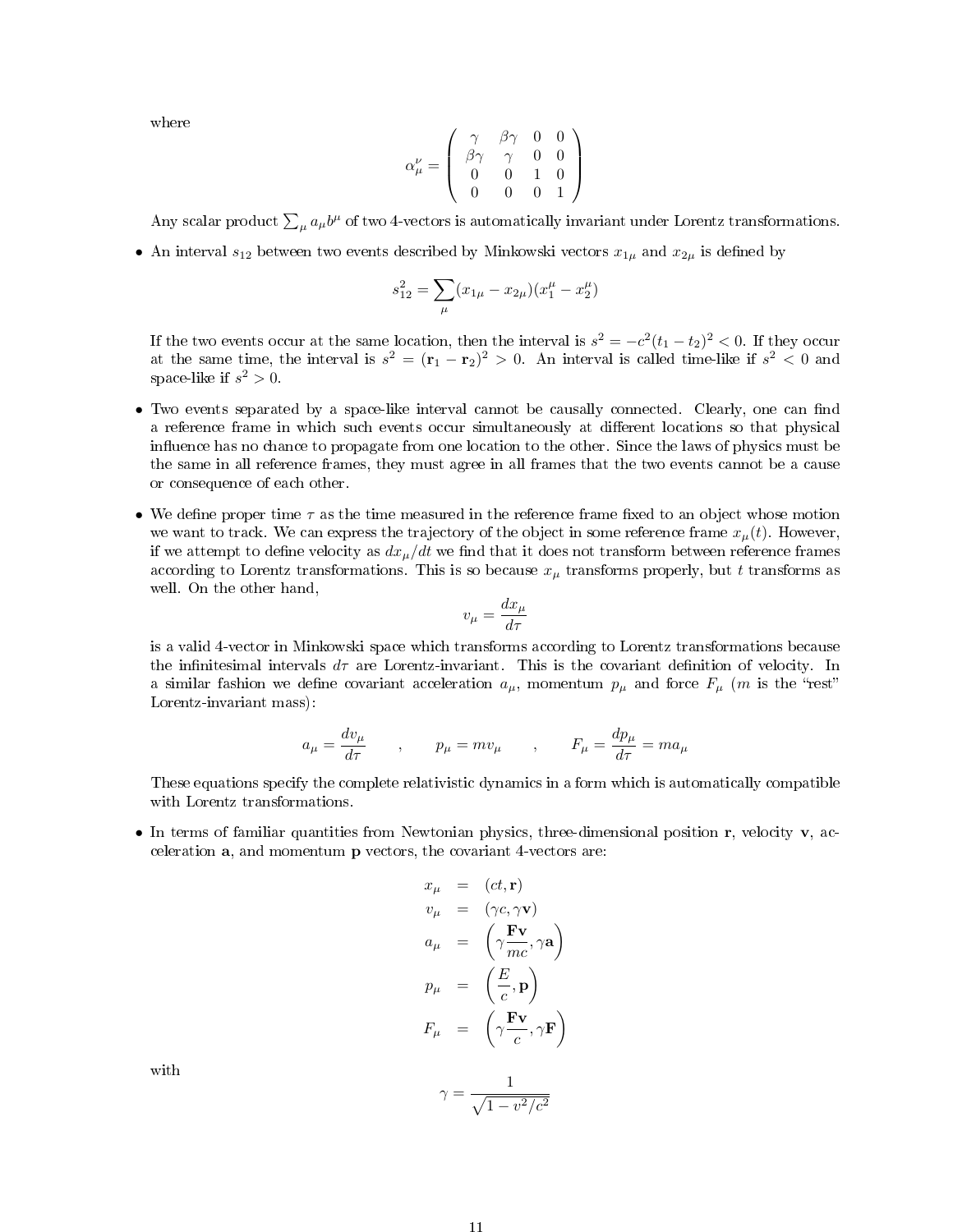where

$$\alpha_\mu^\nu = \begin{pmatrix} \gamma & \beta\gamma & 0 & 0 \\ \beta\gamma & \gamma & 0 & 0 \\ 0 & 0 & 1 & 0 \\ 0 & 0 & 0 & 1 \end{pmatrix}$$

Any scalar product $\sum_\mu a_\mu b^\mu$ of two 4-vectors is automatically invariant under Lorentz transformations.

- An interval $s_{12}$ between two events described by Minkowski vectors $x_{1\mu}$ and $x_{2\mu}$ is defined by

$$s_{12}^2 = \sum_\mu (x_{1\mu} - x_{2\mu})(x_1^\mu - x_2^\mu)$$

If the two events occur at the same location, then the interval is $s^2 = -c^2(t_1 - t_2)^2 < 0$. If they occur at the same time, the interval is $s^2 = (\mathbf{r}_1 - \mathbf{r}_2)^2 > 0$. An interval is called time-like if $s^2 < 0$ and space-like if $s^2 > 0$.

- Two events separated by a space-like interval cannot be causally connected. Clearly, one can find a reference frame in which such events occur simultaneously at different locations so that physical influence has no chance to propagate from one location to the other. Since the laws of physics must be the same in all reference frames, they must agree in all frames that the two events cannot be a cause or consequence of each other.

- We define proper time $\tau$ as the time measured in the reference frame fixed to an object whose motion we want to track. We can express the trajectory of the object in some reference frame $x_\mu(t)$. However, if we attempt to define velocity as $dx_\mu/dt$ we find that it does not transform between reference frames according to Lorentz transformations. This is so because $x_\mu$ transforms properly, but $t$ transforms as well. On the other hand,

$$v_\mu = \frac{dx_\mu}{d\tau}$$

is a valid 4-vector in Minkowski space which transforms according to Lorentz transformations because the infinitesimal intervals $d\tau$ are Lorentz-invariant. This is the covariant definition of velocity. In a similar fashion we define covariant acceleration $a_\mu$, momentum $p_\mu$ and force $F_\mu$ ($m$ is the "rest" Lorentz-invariant mass):

$$a_\mu = \frac{dv_\mu}{d\tau} \qquad , \qquad p_\mu = mv_\mu \qquad , \qquad F_\mu = \frac{dp_\mu}{d\tau} = ma_\mu$$

These equations specify the complete relativistic dynamics in a form which is automatically compatible with Lorentz transformations.

- In terms of familiar quantities from Newtonian physics, three-dimensional position $\mathbf{r}$, velocity $\mathbf{v}$, acceleration $\mathbf{a}$, and momentum $\mathbf{p}$ vectors, the covariant 4-vectors are:

$$\begin{aligned} x_\mu &= (ct, \mathbf{r}) \\ v_\mu &= (\gamma c, \gamma \mathbf{v}) \\ a_\mu &= \left( \gamma \frac{\mathbf{F}\mathbf{v}}{mc}, \gamma \mathbf{a} \right) \\ p_\mu &= \left( \frac{E}{c}, \mathbf{p} \right) \\ F_\mu &= \left( \gamma \frac{\mathbf{F}\mathbf{v}}{c}, \gamma \mathbf{F} \right) \end{aligned}$$

with

$$\gamma = \frac{1}{\sqrt{1 - v^2/c^2}}$$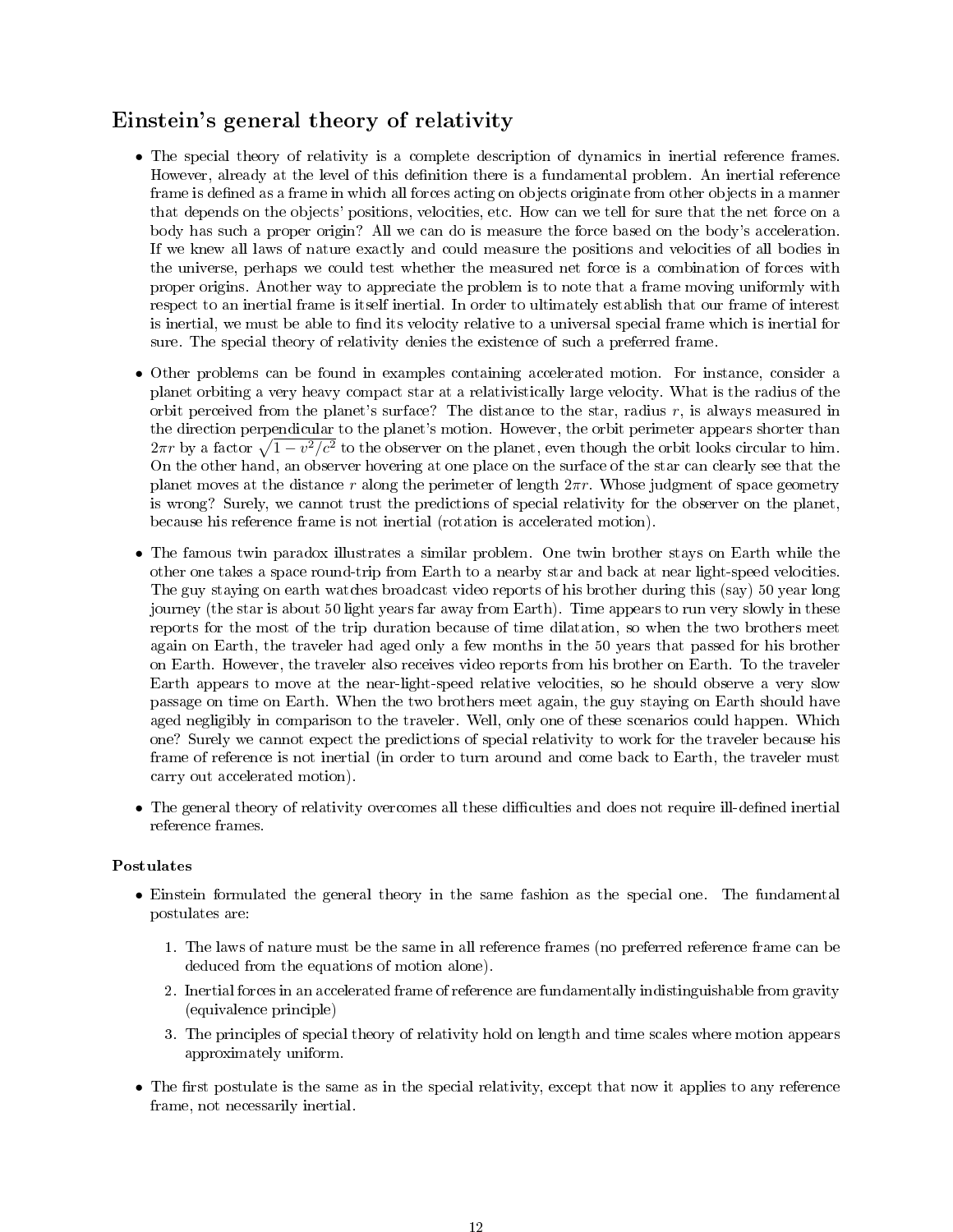## Einstein's general theory of relativity

- The special theory of relativity is a complete description of dynamics in inertial reference frames. However, already at the level of this definition there is a fundamental problem. An inertial reference frame is defined as a frame in which all forces acting on objects originate from other objects in a manner that depends on the objects' positions, velocities, etc. How can we tell for sure that the net force on a body has such a proper origin? All we can do is measure the force based on the body's acceleration. If we knew all laws of nature exactly and could measure the positions and velocities of all bodies in the universe, perhaps we could test whether the measured net force is a combination of forces with proper origins. Another way to appreciate the problem is to note that a frame moving uniformly with respect to an inertial frame is itself inertial. In order to ultimately establish that our frame of interest is inertial, we must be able to find its velocity relative to a universal special frame which is inertial for sure. The special theory of relativity denies the existence of such a preferred frame.

- Other problems can be found in examples containing accelerated motion. For instance, consider a planet orbiting a very heavy compact star at a relativistically large velocity. What is the radius of the orbit perceived from the planet's surface? The distance to the star, radius $r$, is always measured in the direction perpendicular to the planet's motion. However, the orbit perimeter appears shorter than $2\pi r$ by a factor $\sqrt{1-v^2/c^2}$ to the observer on the planet, even though the orbit looks circular to him. On the other hand, an observer hovering at one place on the surface of the star can clearly see that the planet moves at the distance $r$ along the perimeter of length $2\pi r$. Whose judgment of space geometry is wrong? Surely, we cannot trust the predictions of special relativity for the observer on the planet, because his reference frame is not inertial (rotation is accelerated motion).

- The famous twin paradox illustrates a similar problem. One twin brother stays on Earth while the other one takes a space round-trip from Earth to a nearby star and back at near light-speed velocities. The guy staying on earth watches broadcast video reports of his brother during this (say) 50 year long journey (the star is about 50 light years far away from Earth). Time appears to run very slowly in these reports for the most of the trip duration because of time dilatation, so when the two brothers meet again on Earth, the traveler had aged only a few months in the 50 years that passed for his brother on Earth. However, the traveler also receives video reports from his brother on Earth. To the traveler Earth appears to move at the near-light-speed relative velocities, so he should observe a very slow passage on time on Earth. When the two brothers meet again, the guy staying on Earth should have aged negligibly in comparison to the traveler. Well, only one of these scenarios could happen. Which one? Surely we cannot expect the predictions of special relativity to work for the traveler because his frame of reference is not inertial (in order to turn around and come back to Earth, the traveler must carry out accelerated motion).

- The general theory of relativity overcomes all these difficulties and does not require ill-defined inertial reference frames.

### Postulates

- Einstein formulated the general theory in the same fashion as the special one. The fundamental postulates are:

  1. The laws of nature must be the same in all reference frames (no preferred reference frame can be deduced from the equations of motion alone).
  2. Inertial forces in an accelerated frame of reference are fundamentally indistinguishable from gravity (equivalence principle)
  3. The principles of special theory of relativity hold on length and time scales where motion appears approximately uniform.

- The first postulate is the same as in the special relativity, except that now it applies to any reference frame, not necessarily inertial.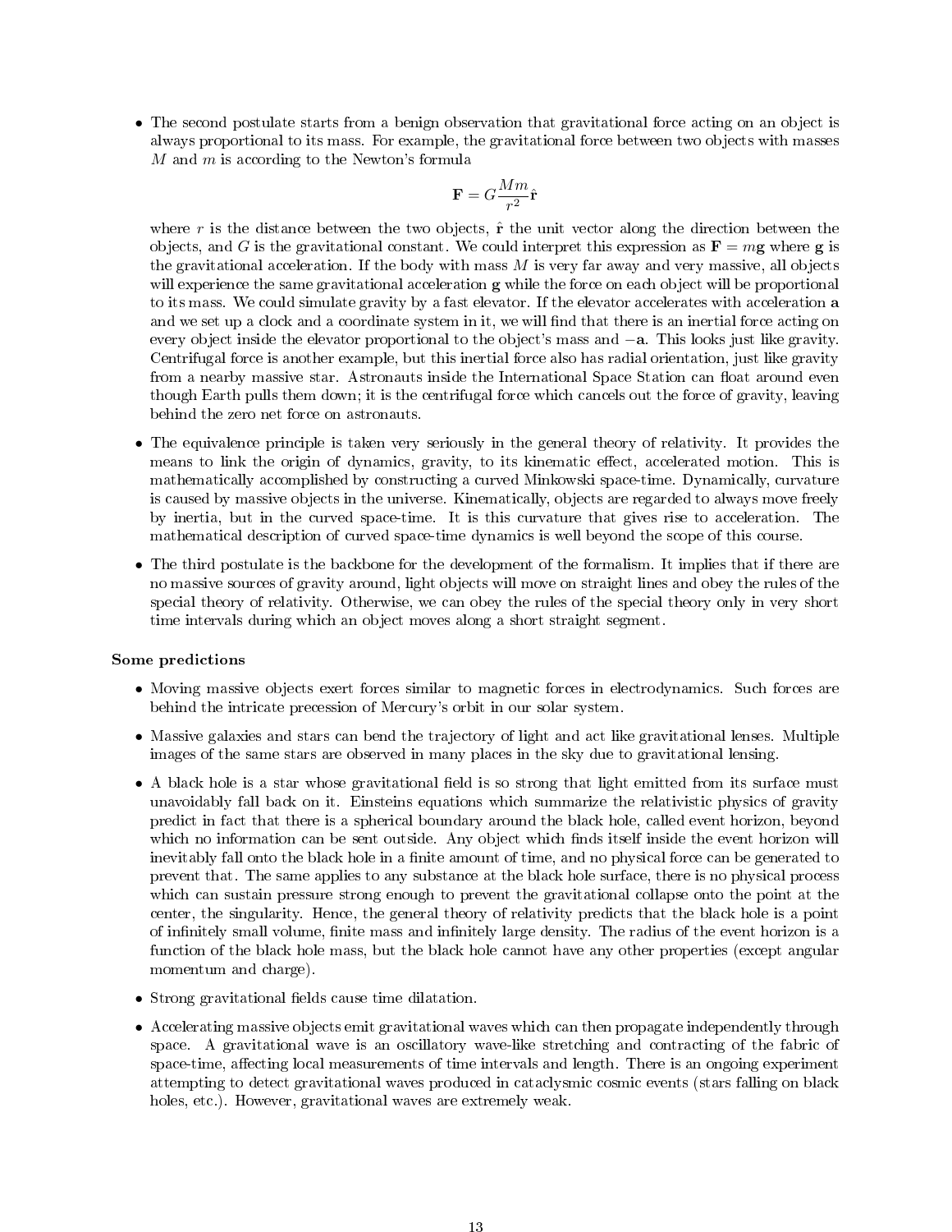- The second postulate starts from a benign observation that gravitational force acting on an object is always proportional to its mass. For example, the gravitational force between two objects with masses $M$ and $m$ is according to the Newton's formula

$$\mathbf{F} = G\frac{Mm}{r^2}\hat{\mathbf{r}}$$

where $r$ is the distance between the two objects, $\hat{\mathbf{r}}$ the unit vector along the direction between the objects, and $G$ is the gravitational constant. We could interpret this expression as $\mathbf{F} = m\mathbf{g}$ where $\mathbf{g}$ is the gravitational acceleration. If the body with mass $M$ is very far away and very massive, all objects will experience the same gravitational acceleration $\mathbf{g}$ while the force on each object will be proportional to its mass. We could simulate gravity by a fast elevator. If the elevator accelerates with acceleration $\mathbf{a}$ and we set up a clock and a coordinate system in it, we will find that there is an inertial force acting on every object inside the elevator proportional to the object's mass and $-\mathbf{a}$. This looks just like gravity. Centrifugal force is another example, but this inertial force also has radial orientation, just like gravity from a nearby massive star. Astronauts inside the International Space Station can float around even though Earth pulls them down; it is the centrifugal force which cancels out the force of gravity, leaving behind the zero net force on astronauts.

- The equivalence principle is taken very seriously in the general theory of relativity. It provides the means to link the origin of dynamics, gravity, to its kinematic effect, accelerated motion. This is mathematically accomplished by constructing a curved Minkowski space-time. Dynamically, curvature is caused by massive objects in the universe. Kinematically, objects are regarded to always move freely by inertia, but in the curved space-time. It is this curvature that gives rise to acceleration. The mathematical description of curved space-time dynamics is well beyond the scope of this course.

- The third postulate is the backbone for the development of the formalism. It implies that if there are no massive sources of gravity around, light objects will move on straight lines and obey the rules of the special theory of relativity. Otherwise, we can obey the rules of the special theory only in very short time intervals during which an object moves along a short straight segment.

**Some predictions**

- Moving massive objects exert forces similar to magnetic forces in electrodynamics. Such forces are behind the intricate precession of Mercury's orbit in our solar system.

- Massive galaxies and stars can bend the trajectory of light and act like gravitational lenses. Multiple images of the same stars are observed in many places in the sky due to gravitational lensing.

- A black hole is a star whose gravitational field is so strong that light emitted from its surface must unavoidably fall back on it. Einsteins equations which summarize the relativistic physics of gravity predict in fact that there is a spherical boundary around the black hole, called event horizon, beyond which no information can be sent outside. Any object which finds itself inside the event horizon will inevitably fall onto the black hole in a finite amount of time, and no physical force can be generated to prevent that. The same applies to any substance at the black hole surface, there is no physical process which can sustain pressure strong enough to prevent the gravitational collapse onto the point at the center, the singularity. Hence, the general theory of relativity predicts that the black hole is a point of infinitely small volume, finite mass and infinitely large density. The radius of the event horizon is a function of the black hole mass, but the black hole cannot have any other properties (except angular momentum and charge).

- Strong gravitational fields cause time dilatation.

- Accelerating massive objects emit gravitational waves which can then propagate independently through space. A gravitational wave is an oscillatory wave-like stretching and contracting of the fabric of space-time, affecting local measurements of time intervals and length. There is an ongoing experiment attempting to detect gravitational waves produced in cataclysmic cosmic events (stars falling on black holes, etc.). However, gravitational waves are extremely weak.